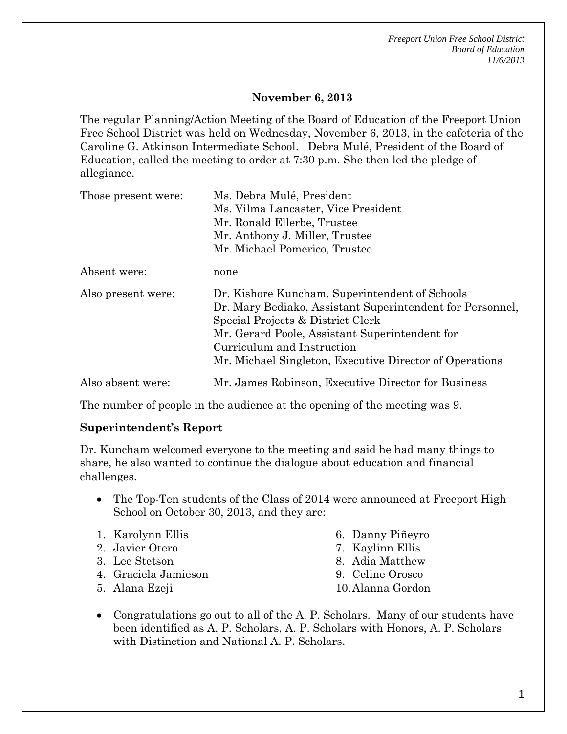## November 6, 2013

The regular Planning/Action Meeting of the Board of Education of the Freeport Union Free School District was held on Wednesday, November 6, 2013, in the cafeteria of the Caroline G. Atkinson Intermediate School. Debra Mulé, President of the Board of Education, called the meeting to order at 7:30 p.m. She then led the pledge of allegiance.

| | |
|---|---|
| Those present were: | Ms. Debra Mulé, President<br>Ms. Vilma Lancaster, Vice President<br>Mr. Ronald Ellerbe, Trustee<br>Mr. Anthony J. Miller, Trustee<br>Mr. Michael Pomerico, Trustee |
| Absent were: | none |
| Also present were: | Dr. Kishore Kuncham, Superintendent of Schools<br>Dr. Mary Bediako, Assistant Superintendent for Personnel, Special Projects & District Clerk<br>Mr. Gerard Poole, Assistant Superintendent for Curriculum and Instruction<br>Mr. Michael Singleton, Executive Director of Operations |
| Also absent were: | Mr. James Robinson, Executive Director for Business |

The number of people in the audience at the opening of the meeting was 9.

**Superintendent's Report**

Dr. Kuncham welcomed everyone to the meeting and said he had many things to share, he also wanted to continue the dialogue about education and financial challenges.

- The Top-Ten students of the Class of 2014 were announced at Freeport High School on October 30, 2013, and they are:

1. Karolynn Ellis
2. Javier Otero
3. Lee Stetson
4. Graciela Jamieson
5. Alana Ezeji
6. Danny Piñeyro
7. Kaylinn Ellis
8. Adia Matthew
9. Celine Orosco
10. Alanna Gordon

- Congratulations go out to all of the A. P. Scholars. Many of our students have been identified as A. P. Scholars, A. P. Scholars with Honors, A. P. Scholars with Distinction and National A. P. Scholars.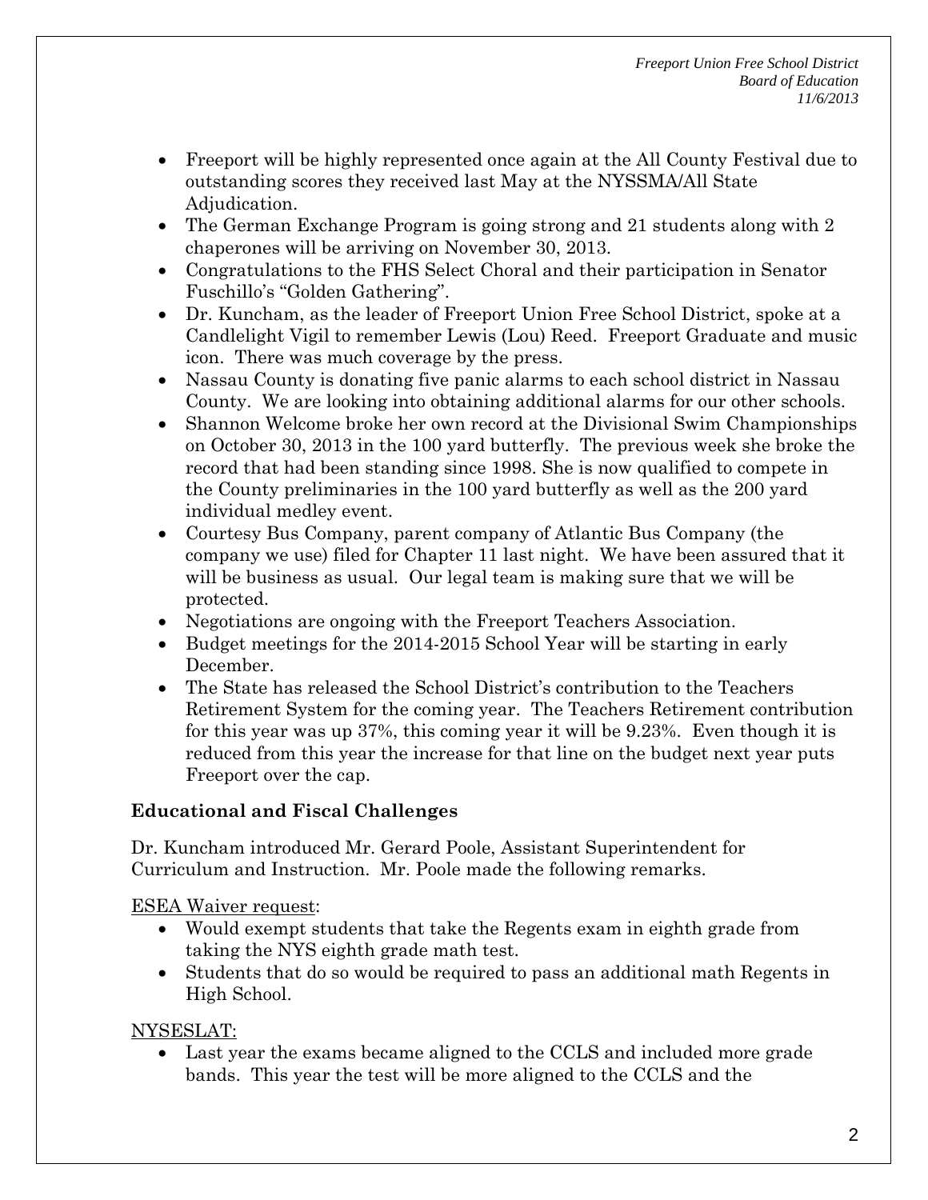- Freeport will be highly represented once again at the All County Festival due to outstanding scores they received last May at the NYSSMA/All State Adjudication.
- The German Exchange Program is going strong and 21 students along with 2 chaperones will be arriving on November 30, 2013.
- Congratulations to the FHS Select Choral and their participation in Senator Fuschillo's "Golden Gathering".
- Dr. Kuncham, as the leader of Freeport Union Free School District, spoke at a Candlelight Vigil to remember Lewis (Lou) Reed. Freeport Graduate and music icon. There was much coverage by the press.
- Nassau County is donating five panic alarms to each school district in Nassau County. We are looking into obtaining additional alarms for our other schools.
- Shannon Welcome broke her own record at the Divisional Swim Championships on October 30, 2013 in the 100 yard butterfly. The previous week she broke the record that had been standing since 1998. She is now qualified to compete in the County preliminaries in the 100 yard butterfly as well as the 200 yard individual medley event.
- Courtesy Bus Company, parent company of Atlantic Bus Company (the company we use) filed for Chapter 11 last night. We have been assured that it will be business as usual. Our legal team is making sure that we will be protected.
- Negotiations are ongoing with the Freeport Teachers Association.
- Budget meetings for the 2014-2015 School Year will be starting in early December.
- The State has released the School District's contribution to the Teachers Retirement System for the coming year. The Teachers Retirement contribution for this year was up 37%, this coming year it will be 9.23%. Even though it is reduced from this year the increase for that line on the budget next year puts Freeport over the cap.

**Educational and Fiscal Challenges**

Dr. Kuncham introduced Mr. Gerard Poole, Assistant Superintendent for Curriculum and Instruction. Mr. Poole made the following remarks.

<u>ESEA Waiver request</u>:

- Would exempt students that take the Regents exam in eighth grade from taking the NYS eighth grade math test.
- Students that do so would be required to pass an additional math Regents in High School.

<u>NYSESLAT:</u>

- Last year the exams became aligned to the CCLS and included more grade bands. This year the test will be more aligned to the CCLS and the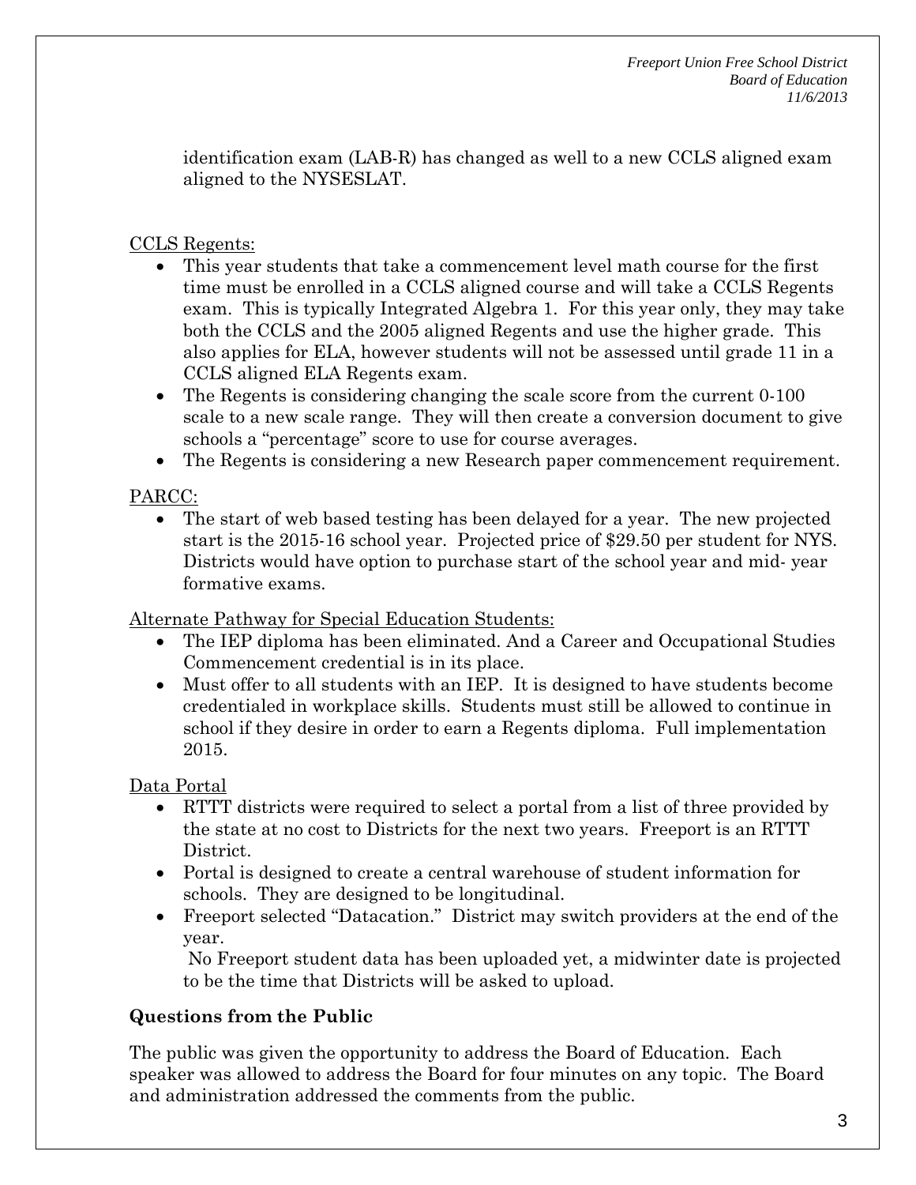identification exam (LAB-R) has changed as well to a new CCLS aligned exam aligned to the NYSESLAT.

<u>CCLS Regents:</u>

- This year students that take a commencement level math course for the first time must be enrolled in a CCLS aligned course and will take a CCLS Regents exam. This is typically Integrated Algebra 1. For this year only, they may take both the CCLS and the 2005 aligned Regents and use the higher grade. This also applies for ELA, however students will not be assessed until grade 11 in a CCLS aligned ELA Regents exam.
- The Regents is considering changing the scale score from the current 0-100 scale to a new scale range. They will then create a conversion document to give schools a "percentage" score to use for course averages.
- The Regents is considering a new Research paper commencement requirement.

<u>PARCC:</u>

- The start of web based testing has been delayed for a year. The new projected start is the 2015-16 school year. Projected price of $29.50 per student for NYS. Districts would have option to purchase start of the school year and mid- year formative exams.

<u>Alternate Pathway for Special Education Students:</u>

- The IEP diploma has been eliminated. And a Career and Occupational Studies Commencement credential is in its place.
- Must offer to all students with an IEP. It is designed to have students become credentialed in workplace skills. Students must still be allowed to continue in school if they desire in order to earn a Regents diploma. Full implementation 2015.

<u>Data Portal</u>

- RTTT districts were required to select a portal from a list of three provided by the state at no cost to Districts for the next two years. Freeport is an RTTT District.
- Portal is designed to create a central warehouse of student information for schools. They are designed to be longitudinal.
- Freeport selected "Datacation." District may switch providers at the end of the year.
  No Freeport student data has been uploaded yet, a midwinter date is projected to be the time that Districts will be asked to upload.

**Questions from the Public**

The public was given the opportunity to address the Board of Education. Each speaker was allowed to address the Board for four minutes on any topic. The Board and administration addressed the comments from the public.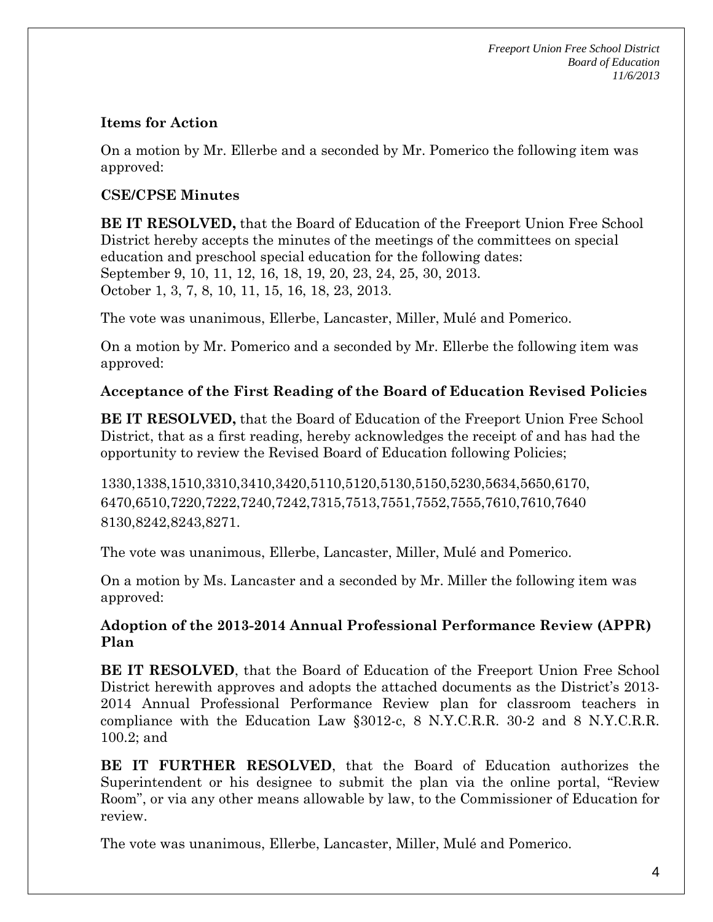### Items for Action

On a motion by Mr. Ellerbe and a seconded by Mr. Pomerico the following item was approved:

### CSE/CPSE Minutes

**BE IT RESOLVED,** that the Board of Education of the Freeport Union Free School District hereby accepts the minutes of the meetings of the committees on special education and preschool special education for the following dates:
September 9, 10, 11, 12, 16, 18, 19, 20, 23, 24, 25, 30, 2013.
October 1, 3, 7, 8, 10, 11, 15, 16, 18, 23, 2013.

The vote was unanimous, Ellerbe, Lancaster, Miller, Mulé and Pomerico.

On a motion by Mr. Pomerico and a seconded by Mr. Ellerbe the following item was approved:

### Acceptance of the First Reading of the Board of Education Revised Policies

**BE IT RESOLVED,** that the Board of Education of the Freeport Union Free School District, that as a first reading, hereby acknowledges the receipt of and has had the opportunity to review the Revised Board of Education following Policies;

1330,1338,1510,3310,3410,3420,5110,5120,5130,5150,5230,5634,5650,6170, 6470,6510,7220,7222,7240,7242,7315,7513,7551,7552,7555,7610,7610,7640 8130,8242,8243,8271.

The vote was unanimous, Ellerbe, Lancaster, Miller, Mulé and Pomerico.

On a motion by Ms. Lancaster and a seconded by Mr. Miller the following item was approved:

### Adoption of the 2013-2014 Annual Professional Performance Review (APPR) Plan

**BE IT RESOLVED**, that the Board of Education of the Freeport Union Free School District herewith approves and adopts the attached documents as the District's 2013-2014 Annual Professional Performance Review plan for classroom teachers in compliance with the Education Law §3012-c, 8 N.Y.C.R.R. 30-2 and 8 N.Y.C.R.R. 100.2; and

**BE IT FURTHER RESOLVED**, that the Board of Education authorizes the Superintendent or his designee to submit the plan via the online portal, "Review Room", or via any other means allowable by law, to the Commissioner of Education for review.

The vote was unanimous, Ellerbe, Lancaster, Miller, Mulé and Pomerico.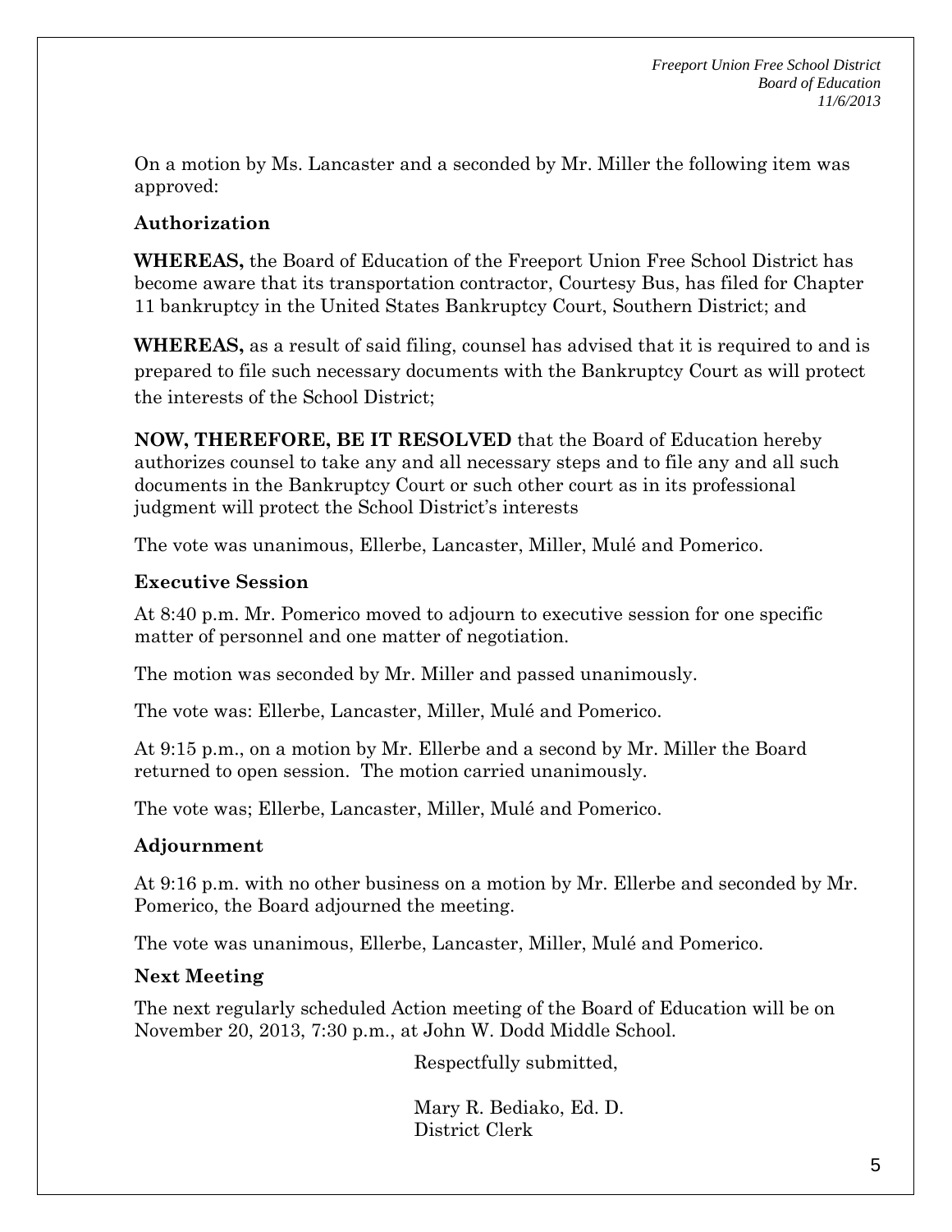On a motion by Ms. Lancaster and a seconded by Mr. Miller the following item was approved:

**Authorization**

**WHEREAS,** the Board of Education of the Freeport Union Free School District has become aware that its transportation contractor, Courtesy Bus, has filed for Chapter 11 bankruptcy in the United States Bankruptcy Court, Southern District; and

**WHEREAS,** as a result of said filing, counsel has advised that it is required to and is prepared to file such necessary documents with the Bankruptcy Court as will protect the interests of the School District;

**NOW, THEREFORE, BE IT RESOLVED** that the Board of Education hereby authorizes counsel to take any and all necessary steps and to file any and all such documents in the Bankruptcy Court or such other court as in its professional judgment will protect the School District's interests

The vote was unanimous, Ellerbe, Lancaster, Miller, Mulé and Pomerico.

**Executive Session**

At 8:40 p.m. Mr. Pomerico moved to adjourn to executive session for one specific matter of personnel and one matter of negotiation.

The motion was seconded by Mr. Miller and passed unanimously.

The vote was: Ellerbe, Lancaster, Miller, Mulé and Pomerico.

At 9:15 p.m., on a motion by Mr. Ellerbe and a second by Mr. Miller the Board returned to open session. The motion carried unanimously.

The vote was; Ellerbe, Lancaster, Miller, Mulé and Pomerico.

**Adjournment**

At 9:16 p.m. with no other business on a motion by Mr. Ellerbe and seconded by Mr. Pomerico, the Board adjourned the meeting.

The vote was unanimous, Ellerbe, Lancaster, Miller, Mulé and Pomerico.

**Next Meeting**

The next regularly scheduled Action meeting of the Board of Education will be on November 20, 2013, 7:30 p.m., at John W. Dodd Middle School.

Respectfully submitted,

Mary R. Bediako, Ed. D.
District Clerk